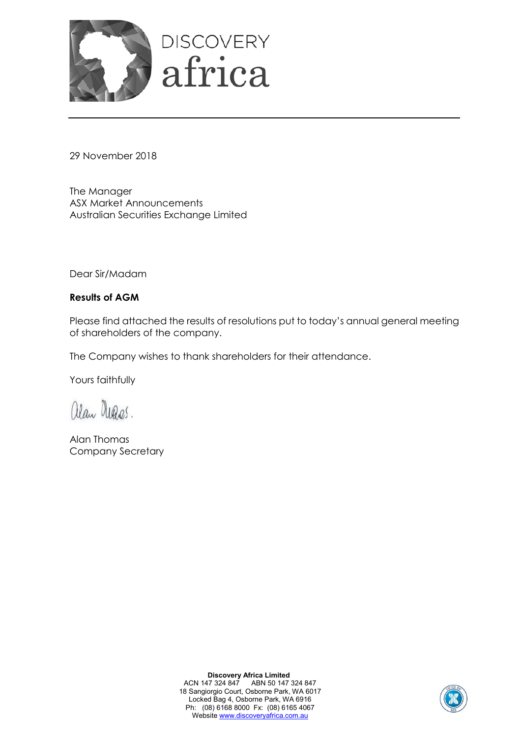DISCOVERY
africa

29 November 2018

The Manager
ASX Market Announcements
Australian Securities Exchange Limited

Dear Sir/Madam

**Results of AGM**

Please find attached the results of resolutions put to today's annual general meeting of shareholders of the company.

The Company wishes to thank shareholders for their attendance.

Yours faithfully

Alan Thomas
Company Secretary

**Discovery Africa Limited**
ACN 147 324 847 ABN 50 147 324 847
18 Sangiorgio Court, Osborne Park, WA 6017
Locked Bag 4, Osborne Park, WA 6916
Ph: (08) 6168 8000 Fx: (08) 6165 4067
Website www.discoveryafrica.com.au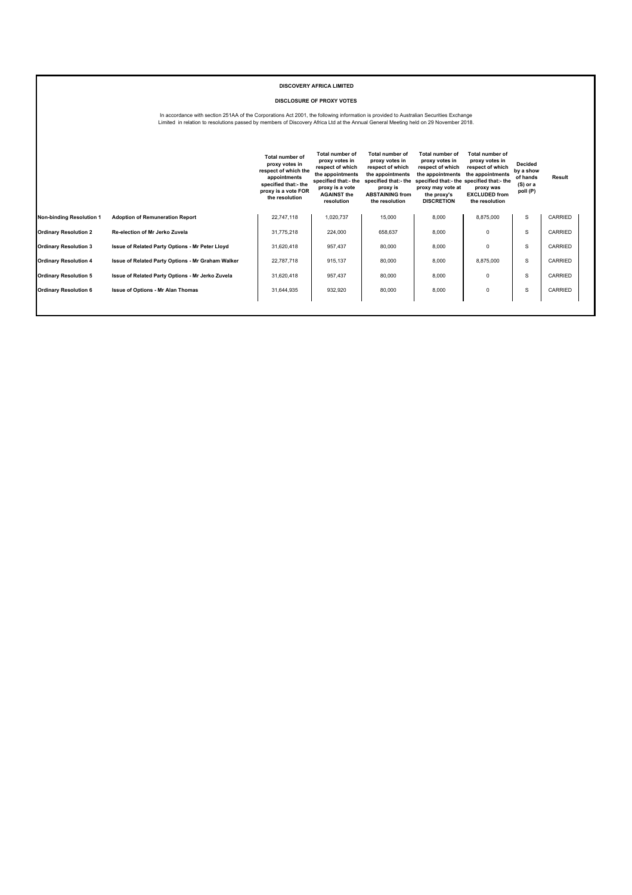**DISCOVERY AFRICA LIMITED**

**DISCLOSURE OF PROXY VOTES**

In accordance with section 251AA of the Corporations Act 2001, the following information is provided to Australian Securities Exchange Limited in relation to resolutions passed by members of Discovery Africa Ltd at the Annual General Meeting held on 29 November 2018.

| | | Total number of proxy votes in respect of which the appointments specified that:- the proxy is a vote FOR the resolution | Total number of proxy votes in respect of which the appointments specified that:- the proxy is a vote AGAINST the resolution | Total number of proxy votes in respect of which the appointments specified that:- the proxy is ABSTAINING from the resolution | Total number of proxy votes in respect of which the appointments specified that:- the proxy may vote at the proxy's DISCRETION | Total number of proxy votes in respect of which the appointments specified that:- the proxy was EXCLUDED from the resolution | Decided by a show of hands (S) or a poll (P) | Result |
|---|---|---|---|---|---|---|---|---|
| **Non-binding Resolution 1** | **Adoption of Remuneration Report** | 22,747,118 | 1,020,737 | 15,000 | 8,000 | 8,875,000 | S | CARRIED |
| **Ordinary Resolution 2** | **Re-election of Mr Jerko Zuvela** | 31,775,218 | 224,000 | 658,637 | 8,000 | 0 | S | CARRIED |
| **Ordinary Resolution 3** | **Issue of Related Party Options - Mr Peter Lloyd** | 31,620,418 | 957,437 | 80,000 | 8,000 | 0 | S | CARRIED |
| **Ordinary Resolution 4** | **Issue of Related Party Options - Mr Graham Walker** | 22,787,718 | 915,137 | 80,000 | 8,000 | 8,875,000 | S | CARRIED |
| **Ordinary Resolution 5** | **Issue of Related Party Options - Mr Jerko Zuvela** | 31,620,418 | 957,437 | 80,000 | 8,000 | 0 | S | CARRIED |
| **Ordinary Resolution 6** | **Issue of Options - Mr Alan Thomas** | 31,644,935 | 932,920 | 80,000 | 8,000 | 0 | S | CARRIED |